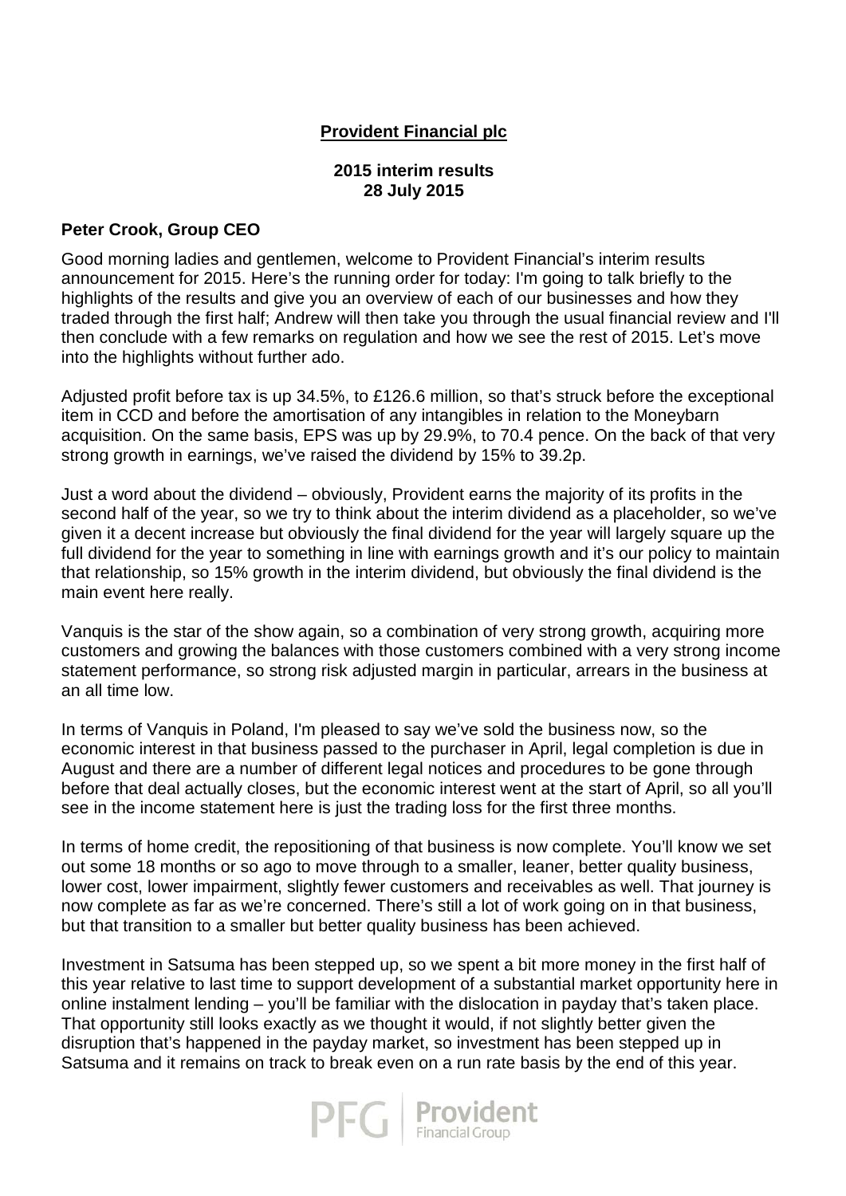**Provident Financial plc**

**2015 interim results**
**28 July 2015**

**Peter Crook, Group CEO**

Good morning ladies and gentlemen, welcome to Provident Financial's interim results announcement for 2015. Here's the running order for today: I'm going to talk briefly to the highlights of the results and give you an overview of each of our businesses and how they traded through the first half; Andrew will then take you through the usual financial review and I'll then conclude with a few remarks on regulation and how we see the rest of 2015. Let's move into the highlights without further ado.

Adjusted profit before tax is up 34.5%, to £126.6 million, so that's struck before the exceptional item in CCD and before the amortisation of any intangibles in relation to the Moneybarn acquisition. On the same basis, EPS was up by 29.9%, to 70.4 pence. On the back of that very strong growth in earnings, we've raised the dividend by 15% to 39.2p.

Just a word about the dividend – obviously, Provident earns the majority of its profits in the second half of the year, so we try to think about the interim dividend as a placeholder, so we've given it a decent increase but obviously the final dividend for the year will largely square up the full dividend for the year to something in line with earnings growth and it's our policy to maintain that relationship, so 15% growth in the interim dividend, but obviously the final dividend is the main event here really.

Vanquis is the star of the show again, so a combination of very strong growth, acquiring more customers and growing the balances with those customers combined with a very strong income statement performance, so strong risk adjusted margin in particular, arrears in the business at an all time low.

In terms of Vanquis in Poland, I'm pleased to say we've sold the business now, so the economic interest in that business passed to the purchaser in April, legal completion is due in August and there are a number of different legal notices and procedures to be gone through before that deal actually closes, but the economic interest went at the start of April, so all you'll see in the income statement here is just the trading loss for the first three months.

In terms of home credit, the repositioning of that business is now complete. You'll know we set out some 18 months or so ago to move through to a smaller, leaner, better quality business, lower cost, lower impairment, slightly fewer customers and receivables as well. That journey is now complete as far as we're concerned. There's still a lot of work going on in that business, but that transition to a smaller but better quality business has been achieved.

Investment in Satsuma has been stepped up, so we spent a bit more money in the first half of this year relative to last time to support development of a substantial market opportunity here in online instalment lending – you'll be familiar with the dislocation in payday that's taken place. That opportunity still looks exactly as we thought it would, if not slightly better given the disruption that's happened in the payday market, so investment has been stepped up in Satsuma and it remains on track to break even on a run rate basis by the end of this year.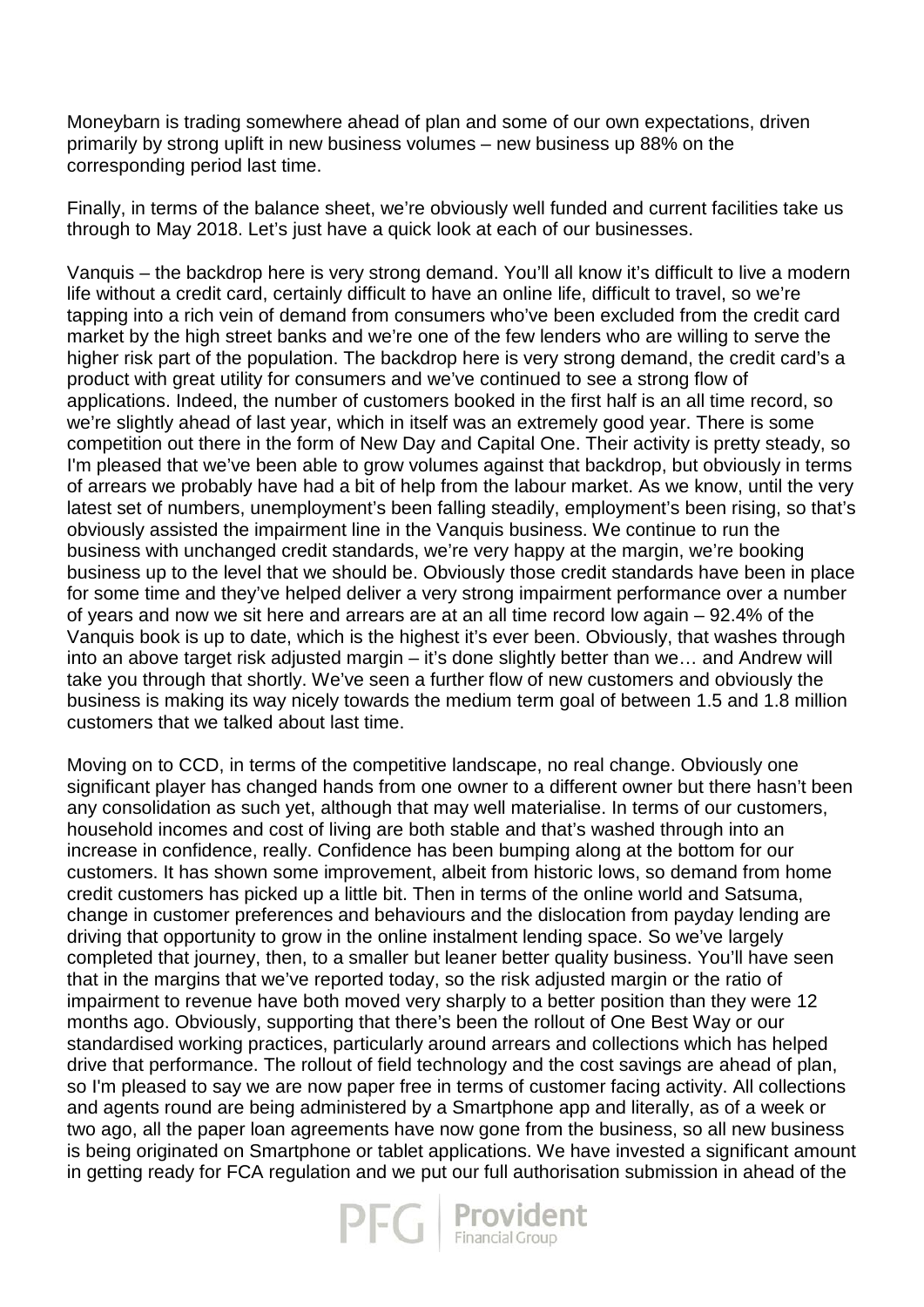Moneybarn is trading somewhere ahead of plan and some of our own expectations, driven primarily by strong uplift in new business volumes – new business up 88% on the corresponding period last time.

Finally, in terms of the balance sheet, we're obviously well funded and current facilities take us through to May 2018. Let's just have a quick look at each of our businesses.

Vanquis – the backdrop here is very strong demand. You'll all know it's difficult to live a modern life without a credit card, certainly difficult to have an online life, difficult to travel, so we're tapping into a rich vein of demand from consumers who've been excluded from the credit card market by the high street banks and we're one of the few lenders who are willing to serve the higher risk part of the population. The backdrop here is very strong demand, the credit card's a product with great utility for consumers and we've continued to see a strong flow of applications. Indeed, the number of customers booked in the first half is an all time record, so we're slightly ahead of last year, which in itself was an extremely good year. There is some competition out there in the form of New Day and Capital One. Their activity is pretty steady, so I'm pleased that we've been able to grow volumes against that backdrop, but obviously in terms of arrears we probably have had a bit of help from the labour market. As we know, until the very latest set of numbers, unemployment's been falling steadily, employment's been rising, so that's obviously assisted the impairment line in the Vanquis business. We continue to run the business with unchanged credit standards, we're very happy at the margin, we're booking business up to the level that we should be. Obviously those credit standards have been in place for some time and they've helped deliver a very strong impairment performance over a number of years and now we sit here and arrears are at an all time record low again – 92.4% of the Vanquis book is up to date, which is the highest it's ever been. Obviously, that washes through into an above target risk adjusted margin – it's done slightly better than we… and Andrew will take you through that shortly. We've seen a further flow of new customers and obviously the business is making its way nicely towards the medium term goal of between 1.5 and 1.8 million customers that we talked about last time.

Moving on to CCD, in terms of the competitive landscape, no real change. Obviously one significant player has changed hands from one owner to a different owner but there hasn't been any consolidation as such yet, although that may well materialise. In terms of our customers, household incomes and cost of living are both stable and that's washed through into an increase in confidence, really. Confidence has been bumping along at the bottom for our customers. It has shown some improvement, albeit from historic lows, so demand from home credit customers has picked up a little bit. Then in terms of the online world and Satsuma, change in customer preferences and behaviours and the dislocation from payday lending are driving that opportunity to grow in the online instalment lending space. So we've largely completed that journey, then, to a smaller but leaner better quality business. You'll have seen that in the margins that we've reported today, so the risk adjusted margin or the ratio of impairment to revenue have both moved very sharply to a better position than they were 12 months ago. Obviously, supporting that there's been the rollout of One Best Way or our standardised working practices, particularly around arrears and collections which has helped drive that performance. The rollout of field technology and the cost savings are ahead of plan, so I'm pleased to say we are now paper free in terms of customer facing activity. All collections and agents round are being administered by a Smartphone app and literally, as of a week or two ago, all the paper loan agreements have now gone from the business, so all new business is being originated on Smartphone or tablet applications. We have invested a significant amount in getting ready for FCA regulation and we put our full authorisation submission in ahead of the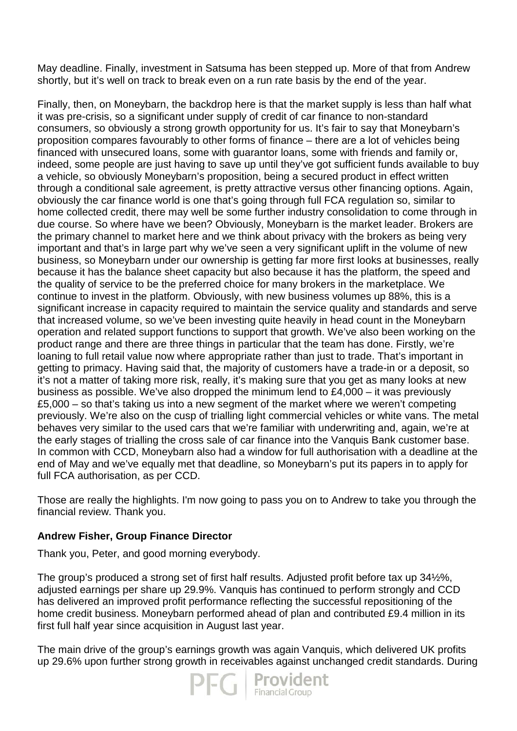May deadline. Finally, investment in Satsuma has been stepped up. More of that from Andrew shortly, but it's well on track to break even on a run rate basis by the end of the year.

Finally, then, on Moneybarn, the backdrop here is that the market supply is less than half what it was pre-crisis, so a significant under supply of credit of car finance to non-standard consumers, so obviously a strong growth opportunity for us. It's fair to say that Moneybarn's proposition compares favourably to other forms of finance – there are a lot of vehicles being financed with unsecured loans, some with guarantor loans, some with friends and family or, indeed, some people are just having to save up until they've got sufficient funds available to buy a vehicle, so obviously Moneybarn's proposition, being a secured product in effect written through a conditional sale agreement, is pretty attractive versus other financing options. Again, obviously the car finance world is one that's going through full FCA regulation so, similar to home collected credit, there may well be some further industry consolidation to come through in due course. So where have we been? Obviously, Moneybarn is the market leader. Brokers are the primary channel to market here and we think about privacy with the brokers as being very important and that's in large part why we've seen a very significant uplift in the volume of new business, so Moneybarn under our ownership is getting far more first looks at businesses, really because it has the balance sheet capacity but also because it has the platform, the speed and the quality of service to be the preferred choice for many brokers in the marketplace. We continue to invest in the platform. Obviously, with new business volumes up 88%, this is a significant increase in capacity required to maintain the service quality and standards and serve that increased volume, so we've been investing quite heavily in head count in the Moneybarn operation and related support functions to support that growth. We've also been working on the product range and there are three things in particular that the team has done. Firstly, we're loaning to full retail value now where appropriate rather than just to trade. That's important in getting to primacy. Having said that, the majority of customers have a trade-in or a deposit, so it's not a matter of taking more risk, really, it's making sure that you get as many looks at new business as possible. We've also dropped the minimum lend to £4,000 – it was previously £5,000 – so that's taking us into a new segment of the market where we weren't competing previously. We're also on the cusp of trialling light commercial vehicles or white vans. The metal behaves very similar to the used cars that we're familiar with underwriting and, again, we're at the early stages of trialling the cross sale of car finance into the Vanquis Bank customer base. In common with CCD, Moneybarn also had a window for full authorisation with a deadline at the end of May and we've equally met that deadline, so Moneybarn's put its papers in to apply for full FCA authorisation, as per CCD.

Those are really the highlights. I'm now going to pass you on to Andrew to take you through the financial review. Thank you.

**Andrew Fisher, Group Finance Director**

Thank you, Peter, and good morning everybody.

The group's produced a strong set of first half results. Adjusted profit before tax up 34½%, adjusted earnings per share up 29.9%. Vanquis has continued to perform strongly and CCD has delivered an improved profit performance reflecting the successful repositioning of the home credit business. Moneybarn performed ahead of plan and contributed £9.4 million in its first full half year since acquisition in August last year.

The main drive of the group's earnings growth was again Vanquis, which delivered UK profits up 29.6% upon further strong growth in receivables against unchanged credit standards. During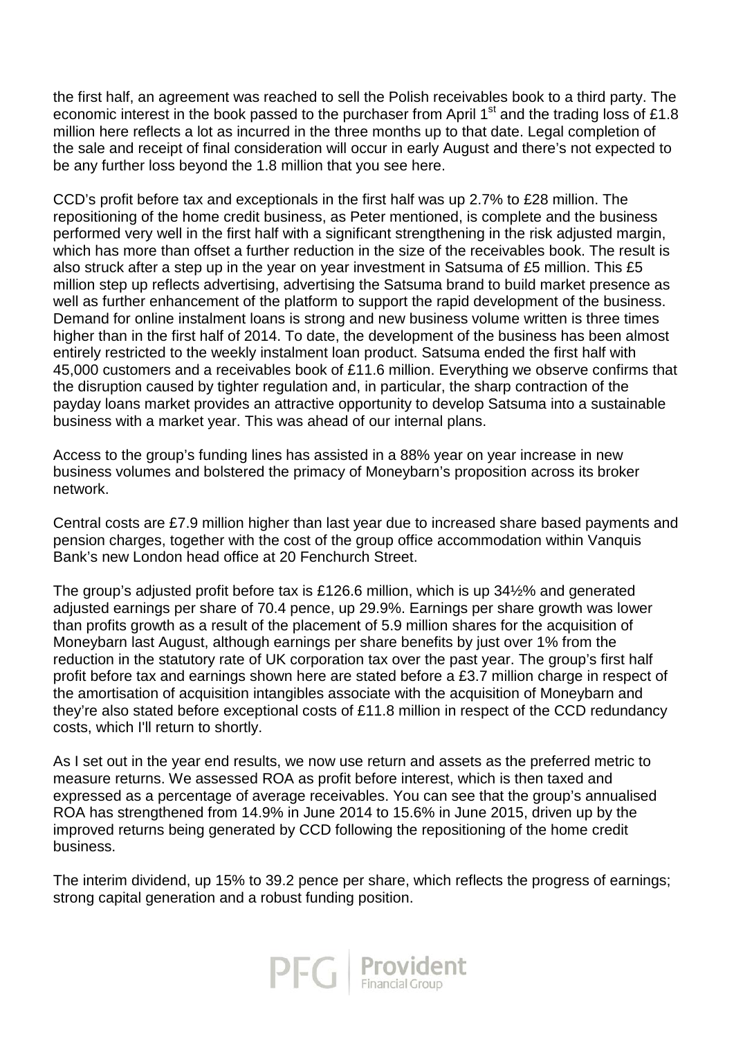the first half, an agreement was reached to sell the Polish receivables book to a third party. The economic interest in the book passed to the purchaser from April 1st and the trading loss of £1.8 million here reflects a lot as incurred in the three months up to that date. Legal completion of the sale and receipt of final consideration will occur in early August and there's not expected to be any further loss beyond the 1.8 million that you see here.

CCD's profit before tax and exceptionals in the first half was up 2.7% to £28 million. The repositioning of the home credit business, as Peter mentioned, is complete and the business performed very well in the first half with a significant strengthening in the risk adjusted margin, which has more than offset a further reduction in the size of the receivables book. The result is also struck after a step up in the year on year investment in Satsuma of £5 million. This £5 million step up reflects advertising, advertising the Satsuma brand to build market presence as well as further enhancement of the platform to support the rapid development of the business. Demand for online instalment loans is strong and new business volume written is three times higher than in the first half of 2014. To date, the development of the business has been almost entirely restricted to the weekly instalment loan product. Satsuma ended the first half with 45,000 customers and a receivables book of £11.6 million. Everything we observe confirms that the disruption caused by tighter regulation and, in particular, the sharp contraction of the payday loans market provides an attractive opportunity to develop Satsuma into a sustainable business with a market year. This was ahead of our internal plans.

Access to the group's funding lines has assisted in a 88% year on year increase in new business volumes and bolstered the primacy of Moneybarn's proposition across its broker network.

Central costs are £7.9 million higher than last year due to increased share based payments and pension charges, together with the cost of the group office accommodation within Vanquis Bank's new London head office at 20 Fenchurch Street.

The group's adjusted profit before tax is £126.6 million, which is up 34½% and generated adjusted earnings per share of 70.4 pence, up 29.9%. Earnings per share growth was lower than profits growth as a result of the placement of 5.9 million shares for the acquisition of Moneybarn last August, although earnings per share benefits by just over 1% from the reduction in the statutory rate of UK corporation tax over the past year. The group's first half profit before tax and earnings shown here are stated before a £3.7 million charge in respect of the amortisation of acquisition intangibles associate with the acquisition of Moneybarn and they're also stated before exceptional costs of £11.8 million in respect of the CCD redundancy costs, which I'll return to shortly.

As I set out in the year end results, we now use return and assets as the preferred metric to measure returns. We assessed ROA as profit before interest, which is then taxed and expressed as a percentage of average receivables. You can see that the group's annualised ROA has strengthened from 14.9% in June 2014 to 15.6% in June 2015, driven up by the improved returns being generated by CCD following the repositioning of the home credit business.

The interim dividend, up 15% to 39.2 pence per share, which reflects the progress of earnings; strong capital generation and a robust funding position.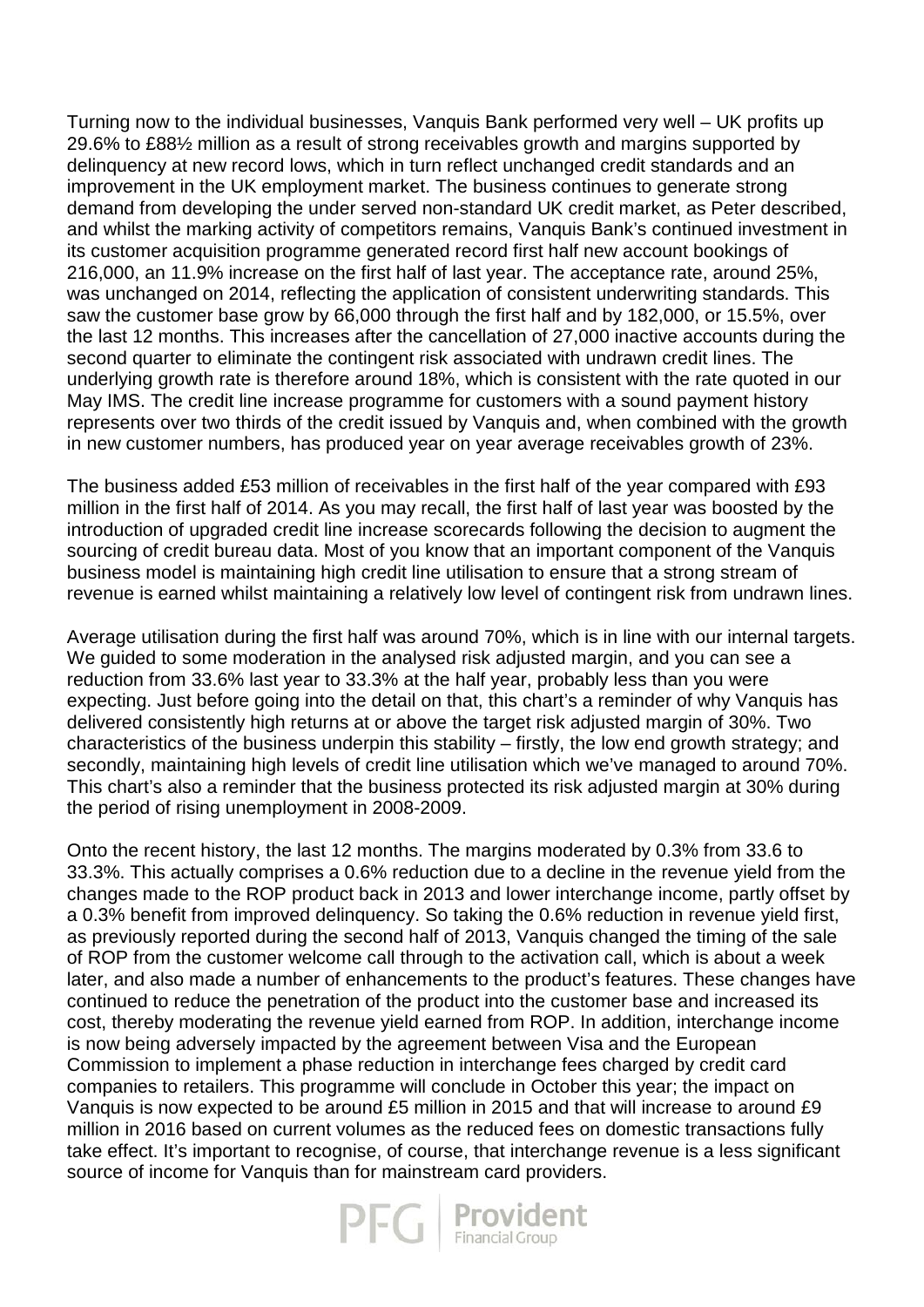Turning now to the individual businesses, Vanquis Bank performed very well – UK profits up 29.6% to £88½ million as a result of strong receivables growth and margins supported by delinquency at new record lows, which in turn reflect unchanged credit standards and an improvement in the UK employment market. The business continues to generate strong demand from developing the under served non-standard UK credit market, as Peter described, and whilst the marking activity of competitors remains, Vanquis Bank's continued investment in its customer acquisition programme generated record first half new account bookings of 216,000, an 11.9% increase on the first half of last year. The acceptance rate, around 25%, was unchanged on 2014, reflecting the application of consistent underwriting standards. This saw the customer base grow by 66,000 through the first half and by 182,000, or 15.5%, over the last 12 months. This increases after the cancellation of 27,000 inactive accounts during the second quarter to eliminate the contingent risk associated with undrawn credit lines. The underlying growth rate is therefore around 18%, which is consistent with the rate quoted in our May IMS. The credit line increase programme for customers with a sound payment history represents over two thirds of the credit issued by Vanquis and, when combined with the growth in new customer numbers, has produced year on year average receivables growth of 23%.

The business added £53 million of receivables in the first half of the year compared with £93 million in the first half of 2014. As you may recall, the first half of last year was boosted by the introduction of upgraded credit line increase scorecards following the decision to augment the sourcing of credit bureau data. Most of you know that an important component of the Vanquis business model is maintaining high credit line utilisation to ensure that a strong stream of revenue is earned whilst maintaining a relatively low level of contingent risk from undrawn lines.

Average utilisation during the first half was around 70%, which is in line with our internal targets. We guided to some moderation in the analysed risk adjusted margin, and you can see a reduction from 33.6% last year to 33.3% at the half year, probably less than you were expecting. Just before going into the detail on that, this chart's a reminder of why Vanquis has delivered consistently high returns at or above the target risk adjusted margin of 30%. Two characteristics of the business underpin this stability – firstly, the low end growth strategy; and secondly, maintaining high levels of credit line utilisation which we've managed to around 70%. This chart's also a reminder that the business protected its risk adjusted margin at 30% during the period of rising unemployment in 2008-2009.

Onto the recent history, the last 12 months. The margins moderated by 0.3% from 33.6 to 33.3%. This actually comprises a 0.6% reduction due to a decline in the revenue yield from the changes made to the ROP product back in 2013 and lower interchange income, partly offset by a 0.3% benefit from improved delinquency. So taking the 0.6% reduction in revenue yield first, as previously reported during the second half of 2013, Vanquis changed the timing of the sale of ROP from the customer welcome call through to the activation call, which is about a week later, and also made a number of enhancements to the product's features. These changes have continued to reduce the penetration of the product into the customer base and increased its cost, thereby moderating the revenue yield earned from ROP. In addition, interchange income is now being adversely impacted by the agreement between Visa and the European Commission to implement a phase reduction in interchange fees charged by credit card companies to retailers. This programme will conclude in October this year; the impact on Vanquis is now expected to be around £5 million in 2015 and that will increase to around £9 million in 2016 based on current volumes as the reduced fees on domestic transactions fully take effect. It's important to recognise, of course, that interchange revenue is a less significant source of income for Vanquis than for mainstream card providers.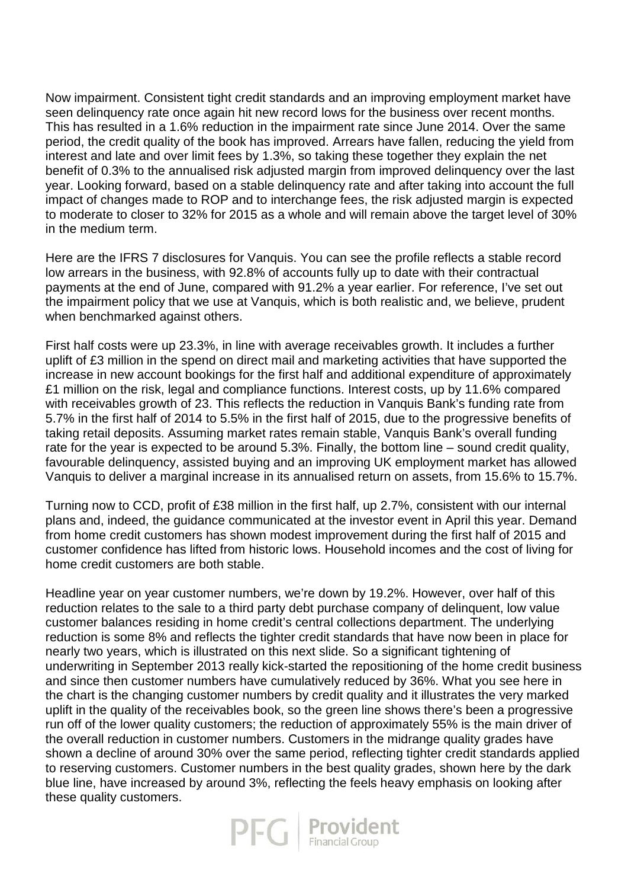Now impairment. Consistent tight credit standards and an improving employment market have seen delinquency rate once again hit new record lows for the business over recent months. This has resulted in a 1.6% reduction in the impairment rate since June 2014. Over the same period, the credit quality of the book has improved. Arrears have fallen, reducing the yield from interest and late and over limit fees by 1.3%, so taking these together they explain the net benefit of 0.3% to the annualised risk adjusted margin from improved delinquency over the last year. Looking forward, based on a stable delinquency rate and after taking into account the full impact of changes made to ROP and to interchange fees, the risk adjusted margin is expected to moderate to closer to 32% for 2015 as a whole and will remain above the target level of 30% in the medium term.

Here are the IFRS 7 disclosures for Vanquis. You can see the profile reflects a stable record low arrears in the business, with 92.8% of accounts fully up to date with their contractual payments at the end of June, compared with 91.2% a year earlier. For reference, I've set out the impairment policy that we use at Vanquis, which is both realistic and, we believe, prudent when benchmarked against others.

First half costs were up 23.3%, in line with average receivables growth. It includes a further uplift of £3 million in the spend on direct mail and marketing activities that have supported the increase in new account bookings for the first half and additional expenditure of approximately £1 million on the risk, legal and compliance functions. Interest costs, up by 11.6% compared with receivables growth of 23. This reflects the reduction in Vanquis Bank's funding rate from 5.7% in the first half of 2014 to 5.5% in the first half of 2015, due to the progressive benefits of taking retail deposits. Assuming market rates remain stable, Vanquis Bank's overall funding rate for the year is expected to be around 5.3%. Finally, the bottom line – sound credit quality, favourable delinquency, assisted buying and an improving UK employment market has allowed Vanquis to deliver a marginal increase in its annualised return on assets, from 15.6% to 15.7%.

Turning now to CCD, profit of £38 million in the first half, up 2.7%, consistent with our internal plans and, indeed, the guidance communicated at the investor event in April this year. Demand from home credit customers has shown modest improvement during the first half of 2015 and customer confidence has lifted from historic lows. Household incomes and the cost of living for home credit customers are both stable.

Headline year on year customer numbers, we're down by 19.2%. However, over half of this reduction relates to the sale to a third party debt purchase company of delinquent, low value customer balances residing in home credit's central collections department. The underlying reduction is some 8% and reflects the tighter credit standards that have now been in place for nearly two years, which is illustrated on this next slide. So a significant tightening of underwriting in September 2013 really kick-started the repositioning of the home credit business and since then customer numbers have cumulatively reduced by 36%. What you see here in the chart is the changing customer numbers by credit quality and it illustrates the very marked uplift in the quality of the receivables book, so the green line shows there's been a progressive run off of the lower quality customers; the reduction of approximately 55% is the main driver of the overall reduction in customer numbers. Customers in the midrange quality grades have shown a decline of around 30% over the same period, reflecting tighter credit standards applied to reserving customers. Customer numbers in the best quality grades, shown here by the dark blue line, have increased by around 3%, reflecting the feels heavy emphasis on looking after these quality customers.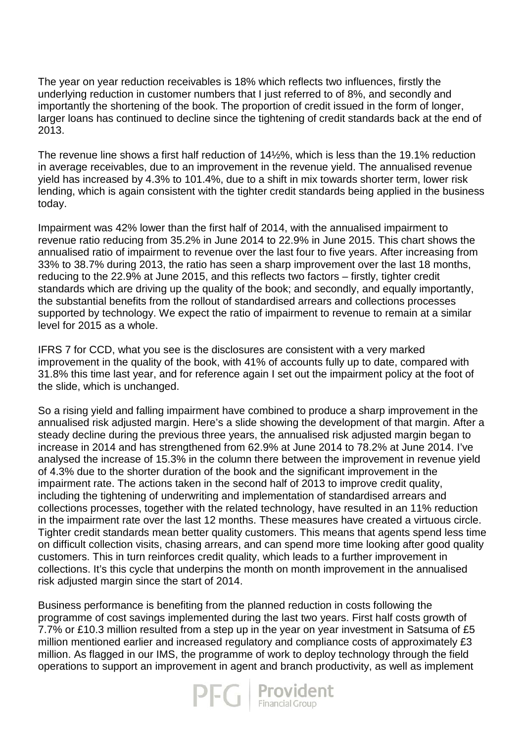The year on year reduction receivables is 18% which reflects two influences, firstly the underlying reduction in customer numbers that I just referred to of 8%, and secondly and importantly the shortening of the book. The proportion of credit issued in the form of longer, larger loans has continued to decline since the tightening of credit standards back at the end of 2013.

The revenue line shows a first half reduction of 14½%, which is less than the 19.1% reduction in average receivables, due to an improvement in the revenue yield. The annualised revenue yield has increased by 4.3% to 101.4%, due to a shift in mix towards shorter term, lower risk lending, which is again consistent with the tighter credit standards being applied in the business today.

Impairment was 42% lower than the first half of 2014, with the annualised impairment to revenue ratio reducing from 35.2% in June 2014 to 22.9% in June 2015. This chart shows the annualised ratio of impairment to revenue over the last four to five years. After increasing from 33% to 38.7% during 2013, the ratio has seen a sharp improvement over the last 18 months, reducing to the 22.9% at June 2015, and this reflects two factors – firstly, tighter credit standards which are driving up the quality of the book; and secondly, and equally importantly, the substantial benefits from the rollout of standardised arrears and collections processes supported by technology. We expect the ratio of impairment to revenue to remain at a similar level for 2015 as a whole.

IFRS 7 for CCD, what you see is the disclosures are consistent with a very marked improvement in the quality of the book, with 41% of accounts fully up to date, compared with 31.8% this time last year, and for reference again I set out the impairment policy at the foot of the slide, which is unchanged.

So a rising yield and falling impairment have combined to produce a sharp improvement in the annualised risk adjusted margin. Here's a slide showing the development of that margin. After a steady decline during the previous three years, the annualised risk adjusted margin began to increase in 2014 and has strengthened from 62.9% at June 2014 to 78.2% at June 2014. I've analysed the increase of 15.3% in the column there between the improvement in revenue yield of 4.3% due to the shorter duration of the book and the significant improvement in the impairment rate. The actions taken in the second half of 2013 to improve credit quality, including the tightening of underwriting and implementation of standardised arrears and collections processes, together with the related technology, have resulted in an 11% reduction in the impairment rate over the last 12 months. These measures have created a virtuous circle. Tighter credit standards mean better quality customers. This means that agents spend less time on difficult collection visits, chasing arrears, and can spend more time looking after good quality customers. This in turn reinforces credit quality, which leads to a further improvement in collections. It's this cycle that underpins the month on month improvement in the annualised risk adjusted margin since the start of 2014.

Business performance is benefiting from the planned reduction in costs following the programme of cost savings implemented during the last two years. First half costs growth of 7.7% or £10.3 million resulted from a step up in the year on year investment in Satsuma of £5 million mentioned earlier and increased regulatory and compliance costs of approximately £3 million. As flagged in our IMS, the programme of work to deploy technology through the field operations to support an improvement in agent and branch productivity, as well as implement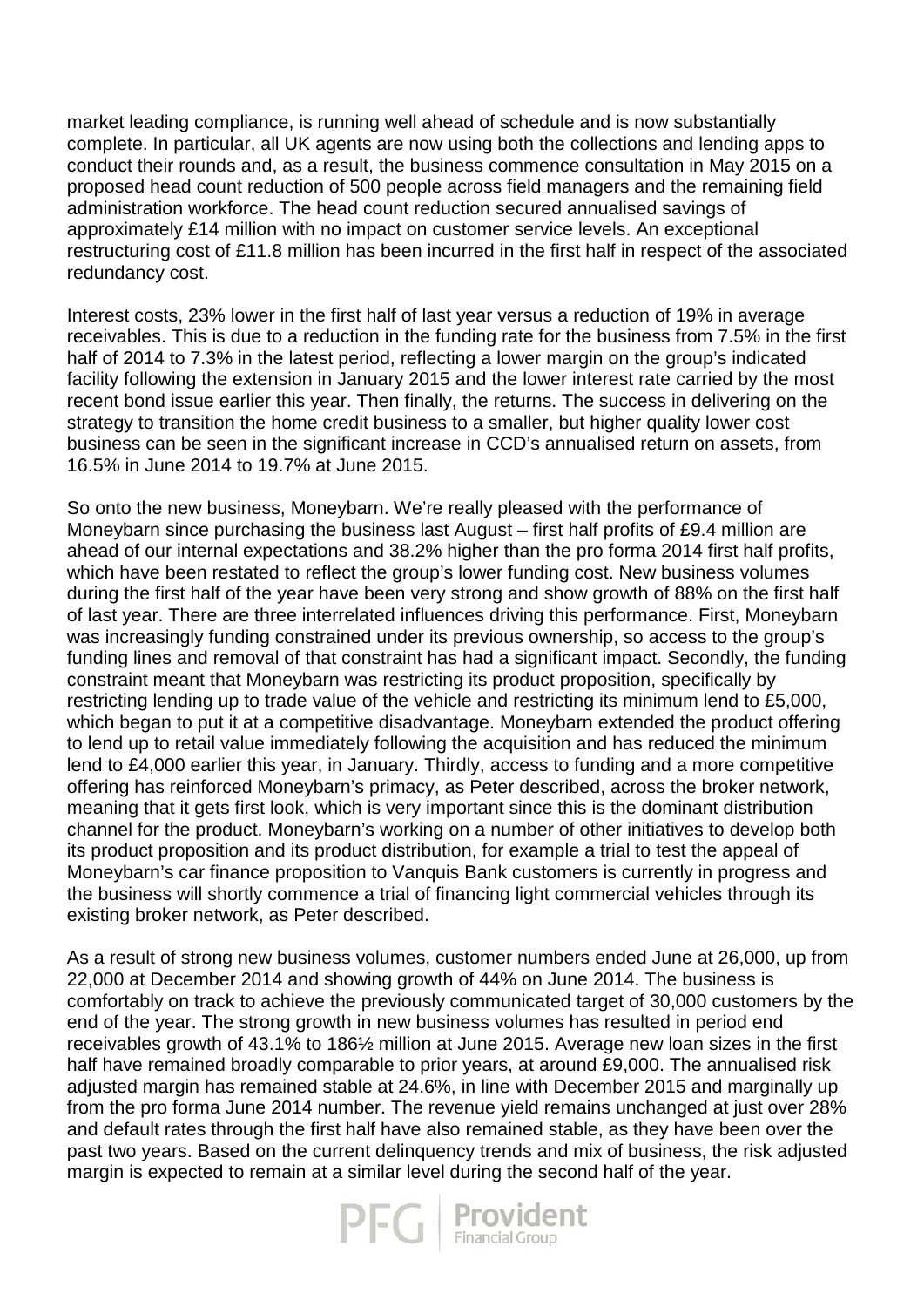market leading compliance, is running well ahead of schedule and is now substantially complete. In particular, all UK agents are now using both the collections and lending apps to conduct their rounds and, as a result, the business commence consultation in May 2015 on a proposed head count reduction of 500 people across field managers and the remaining field administration workforce. The head count reduction secured annualised savings of approximately £14 million with no impact on customer service levels. An exceptional restructuring cost of £11.8 million has been incurred in the first half in respect of the associated redundancy cost.

Interest costs, 23% lower in the first half of last year versus a reduction of 19% in average receivables. This is due to a reduction in the funding rate for the business from 7.5% in the first half of 2014 to 7.3% in the latest period, reflecting a lower margin on the group's indicated facility following the extension in January 2015 and the lower interest rate carried by the most recent bond issue earlier this year. Then finally, the returns. The success in delivering on the strategy to transition the home credit business to a smaller, but higher quality lower cost business can be seen in the significant increase in CCD's annualised return on assets, from 16.5% in June 2014 to 19.7% at June 2015.

So onto the new business, Moneybarn. We're really pleased with the performance of Moneybarn since purchasing the business last August – first half profits of £9.4 million are ahead of our internal expectations and 38.2% higher than the pro forma 2014 first half profits, which have been restated to reflect the group's lower funding cost. New business volumes during the first half of the year have been very strong and show growth of 88% on the first half of last year. There are three interrelated influences driving this performance. First, Moneybarn was increasingly funding constrained under its previous ownership, so access to the group's funding lines and removal of that constraint has had a significant impact. Secondly, the funding constraint meant that Moneybarn was restricting its product proposition, specifically by restricting lending up to trade value of the vehicle and restricting its minimum lend to £5,000, which began to put it at a competitive disadvantage. Moneybarn extended the product offering to lend up to retail value immediately following the acquisition and has reduced the minimum lend to £4,000 earlier this year, in January. Thirdly, access to funding and a more competitive offering has reinforced Moneybarn's primacy, as Peter described, across the broker network, meaning that it gets first look, which is very important since this is the dominant distribution channel for the product. Moneybarn's working on a number of other initiatives to develop both its product proposition and its product distribution, for example a trial to test the appeal of Moneybarn's car finance proposition to Vanquis Bank customers is currently in progress and the business will shortly commence a trial of financing light commercial vehicles through its existing broker network, as Peter described.

As a result of strong new business volumes, customer numbers ended June at 26,000, up from 22,000 at December 2014 and showing growth of 44% on June 2014. The business is comfortably on track to achieve the previously communicated target of 30,000 customers by the end of the year. The strong growth in new business volumes has resulted in period end receivables growth of 43.1% to 186½ million at June 2015. Average new loan sizes in the first half have remained broadly comparable to prior years, at around £9,000. The annualised risk adjusted margin has remained stable at 24.6%, in line with December 2015 and marginally up from the pro forma June 2014 number. The revenue yield remains unchanged at just over 28% and default rates through the first half have also remained stable, as they have been over the past two years. Based on the current delinquency trends and mix of business, the risk adjusted margin is expected to remain at a similar level during the second half of the year.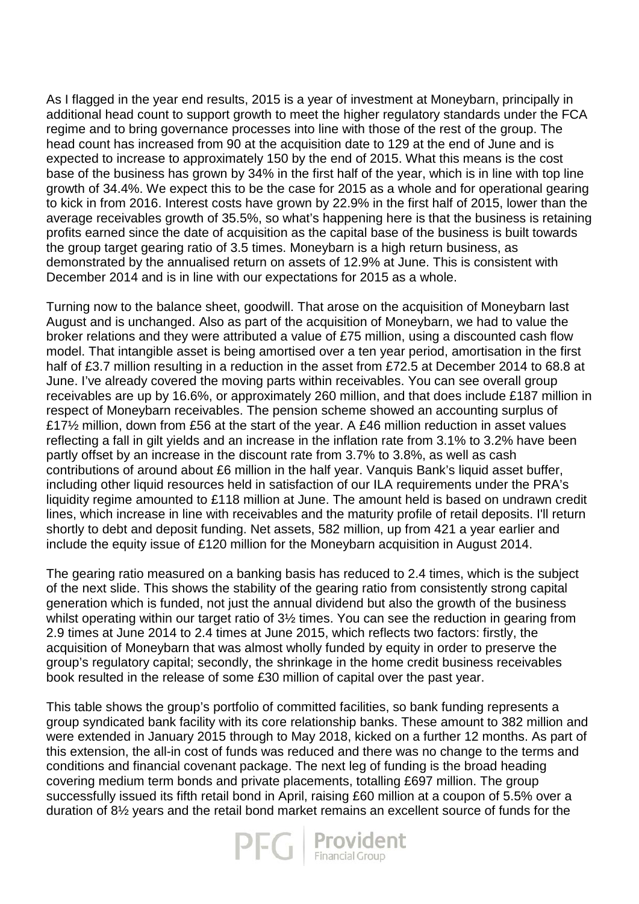As I flagged in the year end results, 2015 is a year of investment at Moneybarn, principally in additional head count to support growth to meet the higher regulatory standards under the FCA regime and to bring governance processes into line with those of the rest of the group. The head count has increased from 90 at the acquisition date to 129 at the end of June and is expected to increase to approximately 150 by the end of 2015. What this means is the cost base of the business has grown by 34% in the first half of the year, which is in line with top line growth of 34.4%. We expect this to be the case for 2015 as a whole and for operational gearing to kick in from 2016. Interest costs have grown by 22.9% in the first half of 2015, lower than the average receivables growth of 35.5%, so what's happening here is that the business is retaining profits earned since the date of acquisition as the capital base of the business is built towards the group target gearing ratio of 3.5 times. Moneybarn is a high return business, as demonstrated by the annualised return on assets of 12.9% at June. This is consistent with December 2014 and is in line with our expectations for 2015 as a whole.

Turning now to the balance sheet, goodwill. That arose on the acquisition of Moneybarn last August and is unchanged. Also as part of the acquisition of Moneybarn, we had to value the broker relations and they were attributed a value of £75 million, using a discounted cash flow model. That intangible asset is being amortised over a ten year period, amortisation in the first half of £3.7 million resulting in a reduction in the asset from £72.5 at December 2014 to 68.8 at June. I've already covered the moving parts within receivables. You can see overall group receivables are up by 16.6%, or approximately 260 million, and that does include £187 million in respect of Moneybarn receivables. The pension scheme showed an accounting surplus of £17½ million, down from £56 at the start of the year. A £46 million reduction in asset values reflecting a fall in gilt yields and an increase in the inflation rate from 3.1% to 3.2% have been partly offset by an increase in the discount rate from 3.7% to 3.8%, as well as cash contributions of around about £6 million in the half year. Vanquis Bank's liquid asset buffer, including other liquid resources held in satisfaction of our ILA requirements under the PRA's liquidity regime amounted to £118 million at June. The amount held is based on undrawn credit lines, which increase in line with receivables and the maturity profile of retail deposits. I'll return shortly to debt and deposit funding. Net assets, 582 million, up from 421 a year earlier and include the equity issue of £120 million for the Moneybarn acquisition in August 2014.

The gearing ratio measured on a banking basis has reduced to 2.4 times, which is the subject of the next slide. This shows the stability of the gearing ratio from consistently strong capital generation which is funded, not just the annual dividend but also the growth of the business whilst operating within our target ratio of 3½ times. You can see the reduction in gearing from 2.9 times at June 2014 to 2.4 times at June 2015, which reflects two factors: firstly, the acquisition of Moneybarn that was almost wholly funded by equity in order to preserve the group's regulatory capital; secondly, the shrinkage in the home credit business receivables book resulted in the release of some £30 million of capital over the past year.

This table shows the group's portfolio of committed facilities, so bank funding represents a group syndicated bank facility with its core relationship banks. These amount to 382 million and were extended in January 2015 through to May 2018, kicked on a further 12 months. As part of this extension, the all-in cost of funds was reduced and there was no change to the terms and conditions and financial covenant package. The next leg of funding is the broad heading covering medium term bonds and private placements, totalling £697 million. The group successfully issued its fifth retail bond in April, raising £60 million at a coupon of 5.5% over a duration of 8½ years and the retail bond market remains an excellent source of funds for the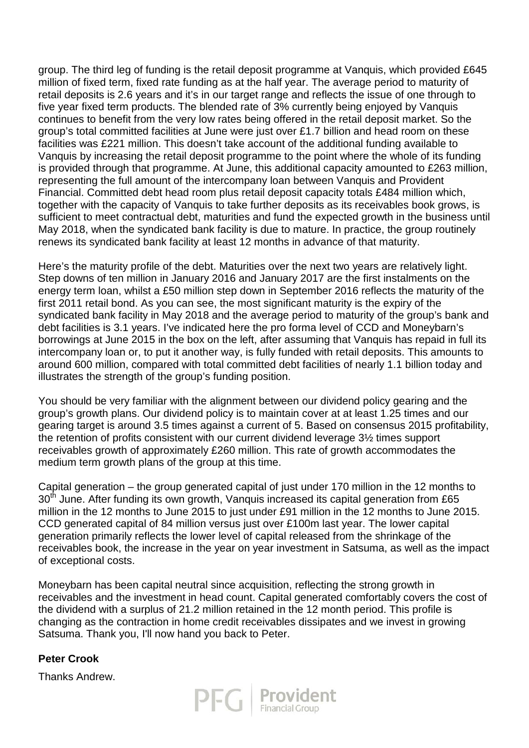group. The third leg of funding is the retail deposit programme at Vanquis, which provided £645 million of fixed term, fixed rate funding as at the half year. The average period to maturity of retail deposits is 2.6 years and it's in our target range and reflects the issue of one through to five year fixed term products. The blended rate of 3% currently being enjoyed by Vanquis continues to benefit from the very low rates being offered in the retail deposit market. So the group's total committed facilities at June were just over £1.7 billion and head room on these facilities was £221 million. This doesn't take account of the additional funding available to Vanquis by increasing the retail deposit programme to the point where the whole of its funding is provided through that programme. At June, this additional capacity amounted to £263 million, representing the full amount of the intercompany loan between Vanquis and Provident Financial. Committed debt head room plus retail deposit capacity totals £484 million which, together with the capacity of Vanquis to take further deposits as its receivables book grows, is sufficient to meet contractual debt, maturities and fund the expected growth in the business until May 2018, when the syndicated bank facility is due to mature. In practice, the group routinely renews its syndicated bank facility at least 12 months in advance of that maturity.

Here's the maturity profile of the debt. Maturities over the next two years are relatively light. Step downs of ten million in January 2016 and January 2017 are the first instalments on the energy term loan, whilst a £50 million step down in September 2016 reflects the maturity of the first 2011 retail bond. As you can see, the most significant maturity is the expiry of the syndicated bank facility in May 2018 and the average period to maturity of the group's bank and debt facilities is 3.1 years. I've indicated here the pro forma level of CCD and Moneybarn's borrowings at June 2015 in the box on the left, after assuming that Vanquis has repaid in full its intercompany loan or, to put it another way, is fully funded with retail deposits. This amounts to around 600 million, compared with total committed debt facilities of nearly 1.1 billion today and illustrates the strength of the group's funding position.

You should be very familiar with the alignment between our dividend policy gearing and the group's growth plans. Our dividend policy is to maintain cover at at least 1.25 times and our gearing target is around 3.5 times against a current of 5. Based on consensus 2015 profitability, the retention of profits consistent with our current dividend leverage 3½ times support receivables growth of approximately £260 million. This rate of growth accommodates the medium term growth plans of the group at this time.

Capital generation – the group generated capital of just under 170 million in the 12 months to 30th June. After funding its own growth, Vanquis increased its capital generation from £65 million in the 12 months to June 2015 to just under £91 million in the 12 months to June 2015. CCD generated capital of 84 million versus just over £100m last year. The lower capital generation primarily reflects the lower level of capital released from the shrinkage of the receivables book, the increase in the year on year investment in Satsuma, as well as the impact of exceptional costs.

Moneybarn has been capital neutral since acquisition, reflecting the strong growth in receivables and the investment in head count. Capital generated comfortably covers the cost of the dividend with a surplus of 21.2 million retained in the 12 month period. This profile is changing as the contraction in home credit receivables dissipates and we invest in growing Satsuma. Thank you, I'll now hand you back to Peter.

**Peter Crook**

Thanks Andrew.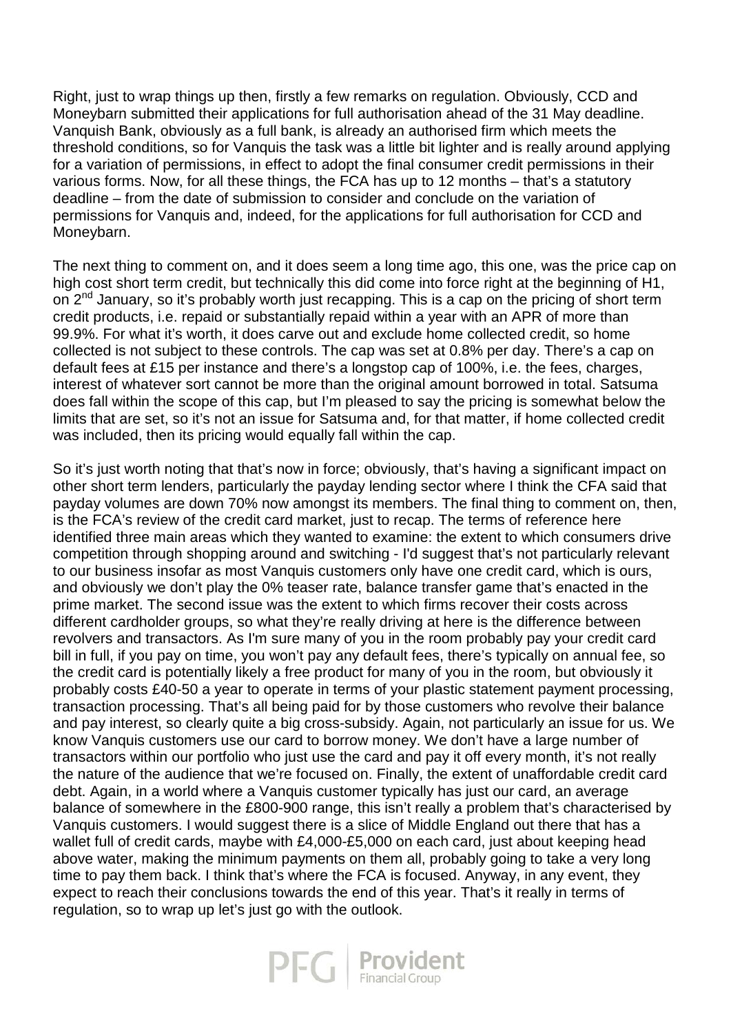Right, just to wrap things up then, firstly a few remarks on regulation. Obviously, CCD and Moneybarn submitted their applications for full authorisation ahead of the 31 May deadline. Vanquish Bank, obviously as a full bank, is already an authorised firm which meets the threshold conditions, so for Vanquis the task was a little bit lighter and is really around applying for a variation of permissions, in effect to adopt the final consumer credit permissions in their various forms. Now, for all these things, the FCA has up to 12 months – that's a statutory deadline – from the date of submission to consider and conclude on the variation of permissions for Vanquis and, indeed, for the applications for full authorisation for CCD and Moneybarn.

The next thing to comment on, and it does seem a long time ago, this one, was the price cap on high cost short term credit, but technically this did come into force right at the beginning of H1, on 2nd January, so it's probably worth just recapping. This is a cap on the pricing of short term credit products, i.e. repaid or substantially repaid within a year with an APR of more than 99.9%. For what it's worth, it does carve out and exclude home collected credit, so home collected is not subject to these controls. The cap was set at 0.8% per day. There's a cap on default fees at £15 per instance and there's a longstop cap of 100%, i.e. the fees, charges, interest of whatever sort cannot be more than the original amount borrowed in total. Satsuma does fall within the scope of this cap, but I'm pleased to say the pricing is somewhat below the limits that are set, so it's not an issue for Satsuma and, for that matter, if home collected credit was included, then its pricing would equally fall within the cap.

So it's just worth noting that that's now in force; obviously, that's having a significant impact on other short term lenders, particularly the payday lending sector where I think the CFA said that payday volumes are down 70% now amongst its members. The final thing to comment on, then, is the FCA's review of the credit card market, just to recap. The terms of reference here identified three main areas which they wanted to examine: the extent to which consumers drive competition through shopping around and switching - I'd suggest that's not particularly relevant to our business insofar as most Vanquis customers only have one credit card, which is ours, and obviously we don't play the 0% teaser rate, balance transfer game that's enacted in the prime market. The second issue was the extent to which firms recover their costs across different cardholder groups, so what they're really driving at here is the difference between revolvers and transactors. As I'm sure many of you in the room probably pay your credit card bill in full, if you pay on time, you won't pay any default fees, there's typically on annual fee, so the credit card is potentially likely a free product for many of you in the room, but obviously it probably costs £40-50 a year to operate in terms of your plastic statement payment processing, transaction processing. That's all being paid for by those customers who revolve their balance and pay interest, so clearly quite a big cross-subsidy. Again, not particularly an issue for us. We know Vanquis customers use our card to borrow money. We don't have a large number of transactors within our portfolio who just use the card and pay it off every month, it's not really the nature of the audience that we're focused on. Finally, the extent of unaffordable credit card debt. Again, in a world where a Vanquis customer typically has just our card, an average balance of somewhere in the £800-900 range, this isn't really a problem that's characterised by Vanquis customers. I would suggest there is a slice of Middle England out there that has a wallet full of credit cards, maybe with £4,000-£5,000 on each card, just about keeping head above water, making the minimum payments on them all, probably going to take a very long time to pay them back. I think that's where the FCA is focused. Anyway, in any event, they expect to reach their conclusions towards the end of this year. That's it really in terms of regulation, so to wrap up let's just go with the outlook.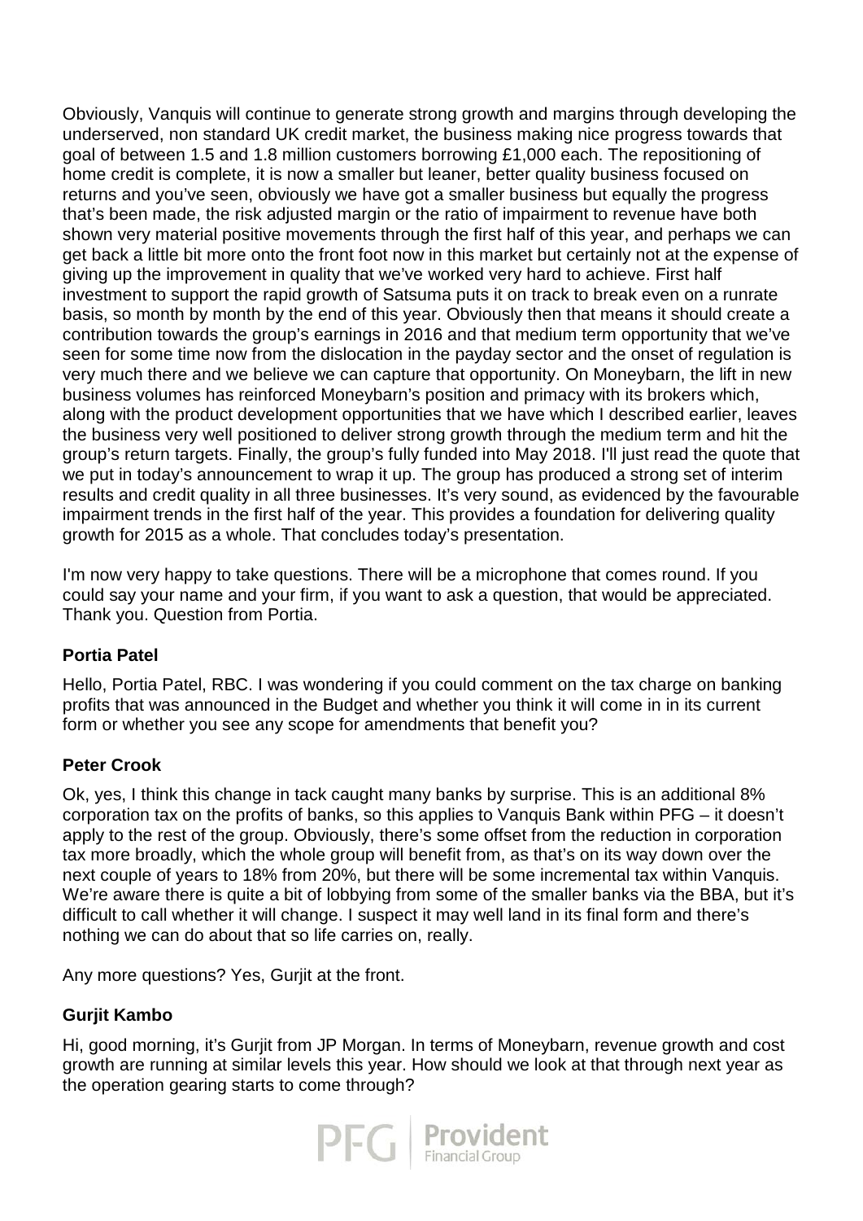Obviously, Vanquis will continue to generate strong growth and margins through developing the underserved, non standard UK credit market, the business making nice progress towards that goal of between 1.5 and 1.8 million customers borrowing £1,000 each. The repositioning of home credit is complete, it is now a smaller but leaner, better quality business focused on returns and you've seen, obviously we have got a smaller business but equally the progress that's been made, the risk adjusted margin or the ratio of impairment to revenue have both shown very material positive movements through the first half of this year, and perhaps we can get back a little bit more onto the front foot now in this market but certainly not at the expense of giving up the improvement in quality that we've worked very hard to achieve. First half investment to support the rapid growth of Satsuma puts it on track to break even on a runrate basis, so month by month by the end of this year. Obviously then that means it should create a contribution towards the group's earnings in 2016 and that medium term opportunity that we've seen for some time now from the dislocation in the payday sector and the onset of regulation is very much there and we believe we can capture that opportunity. On Moneybarn, the lift in new business volumes has reinforced Moneybarn's position and primacy with its brokers which, along with the product development opportunities that we have which I described earlier, leaves the business very well positioned to deliver strong growth through the medium term and hit the group's return targets. Finally, the group's fully funded into May 2018. I'll just read the quote that we put in today's announcement to wrap it up. The group has produced a strong set of interim results and credit quality in all three businesses. It's very sound, as evidenced by the favourable impairment trends in the first half of the year. This provides a foundation for delivering quality growth for 2015 as a whole. That concludes today's presentation.

I'm now very happy to take questions. There will be a microphone that comes round. If you could say your name and your firm, if you want to ask a question, that would be appreciated. Thank you. Question from Portia.

**Portia Patel**

Hello, Portia Patel, RBC. I was wondering if you could comment on the tax charge on banking profits that was announced in the Budget and whether you think it will come in in its current form or whether you see any scope for amendments that benefit you?

**Peter Crook**

Ok, yes, I think this change in tack caught many banks by surprise. This is an additional 8% corporation tax on the profits of banks, so this applies to Vanquis Bank within PFG – it doesn't apply to the rest of the group. Obviously, there's some offset from the reduction in corporation tax more broadly, which the whole group will benefit from, as that's on its way down over the next couple of years to 18% from 20%, but there will be some incremental tax within Vanquis. We're aware there is quite a bit of lobbying from some of the smaller banks via the BBA, but it's difficult to call whether it will change. I suspect it may well land in its final form and there's nothing we can do about that so life carries on, really.

Any more questions? Yes, Gurjit at the front.

**Gurjit Kambo**

Hi, good morning, it's Gurjit from JP Morgan. In terms of Moneybarn, revenue growth and cost growth are running at similar levels this year. How should we look at that through next year as the operation gearing starts to come through?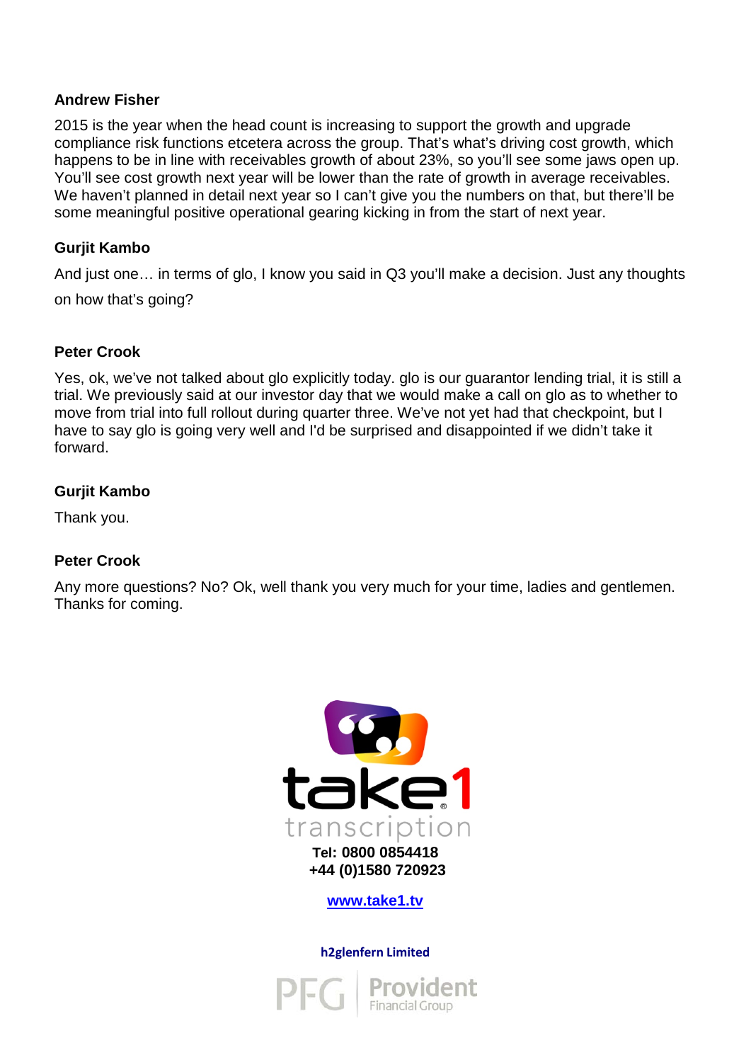**Andrew Fisher**

2015 is the year when the head count is increasing to support the growth and upgrade compliance risk functions etcetera across the group. That's what's driving cost growth, which happens to be in line with receivables growth of about 23%, so you'll see some jaws open up. You'll see cost growth next year will be lower than the rate of growth in average receivables. We haven't planned in detail next year so I can't give you the numbers on that, but there'll be some meaningful positive operational gearing kicking in from the start of next year.

**Gurjit Kambo**

And just one… in terms of glo, I know you said in Q3 you'll make a decision. Just any thoughts on how that's going?

**Peter Crook**

Yes, ok, we've not talked about glo explicitly today. glo is our guarantor lending trial, it is still a trial. We previously said at our investor day that we would make a call on glo as to whether to move from trial into full rollout during quarter three. We've not yet had that checkpoint, but I have to say glo is going very well and I'd be surprised and disappointed if we didn't take it forward.

**Gurjit Kambo**

Thank you.

**Peter Crook**

Any more questions? No? Ok, well thank you very much for your time, ladies and gentlemen. Thanks for coming.

take1 transcription

**Tel: 0800 0854418**
**+44 (0)1580 720923**

**www.take1.tv**

**h2glenfern Limited**

PFG | Provident Financial Group